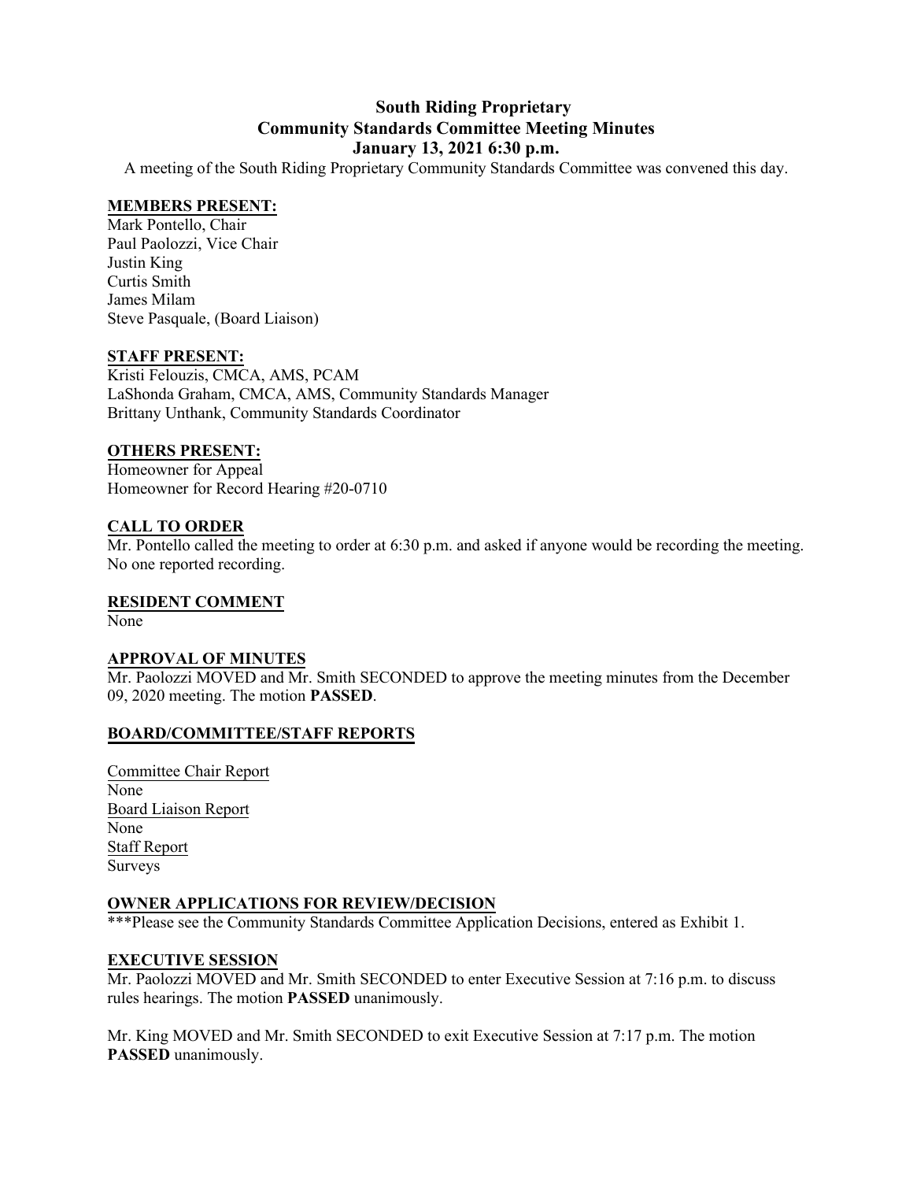# South Riding Proprietary
# Community Standards Committee Meeting Minutes
# January 13, 2021 6:30 p.m.

A meeting of the South Riding Proprietary Community Standards Committee was convened this day.

**MEMBERS PRESENT:**

Mark Pontello, Chair
Paul Paolozzi, Vice Chair
Justin King
Curtis Smith
James Milam
Steve Pasquale, (Board Liaison)

**STAFF PRESENT:**

Kristi Felouzis, CMCA, AMS, PCAM
LaShonda Graham, CMCA, AMS, Community Standards Manager
Brittany Unthank, Community Standards Coordinator

**OTHERS PRESENT:**

Homeowner for Appeal
Homeowner for Record Hearing #20-0710

**CALL TO ORDER**

Mr. Pontello called the meeting to order at 6:30 p.m. and asked if anyone would be recording the meeting. No one reported recording.

**RESIDENT COMMENT**

None

**APPROVAL OF MINUTES**

Mr. Paolozzi MOVED and Mr. Smith SECONDED to approve the meeting minutes from the December 09, 2020 meeting. The motion **PASSED**.

**BOARD/COMMITTEE/STAFF REPORTS**

Committee Chair Report
None
Board Liaison Report
None
Staff Report
Surveys

**OWNER APPLICATIONS FOR REVIEW/DECISION**

***Please see the Community Standards Committee Application Decisions, entered as Exhibit 1.

**EXECUTIVE SESSION**

Mr. Paolozzi MOVED and Mr. Smith SECONDED to enter Executive Session at 7:16 p.m. to discuss rules hearings. The motion **PASSED** unanimously.

Mr. King MOVED and Mr. Smith SECONDED to exit Executive Session at 7:17 p.m. The motion **PASSED** unanimously.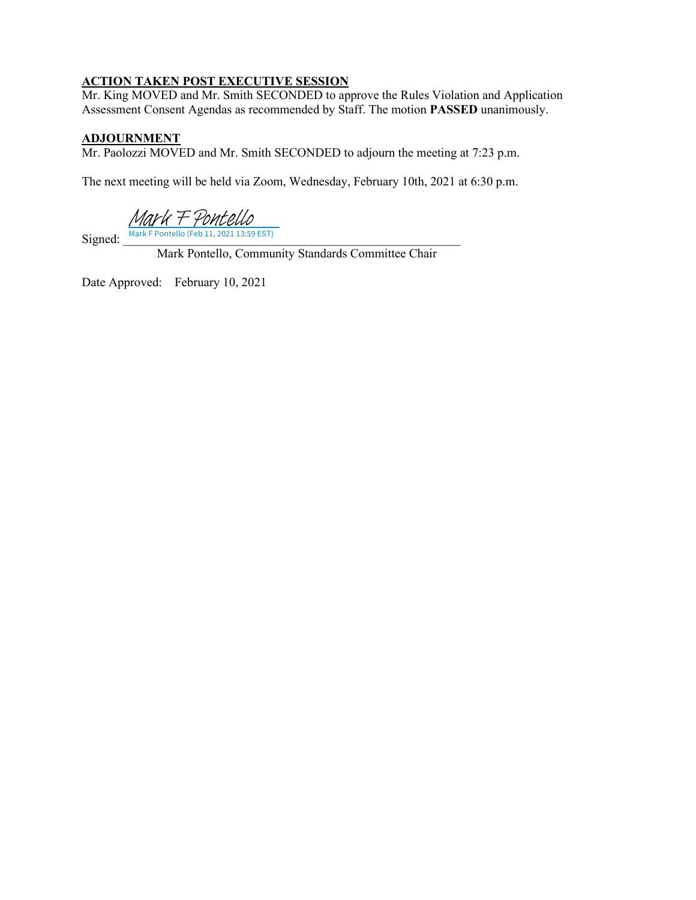**ACTION TAKEN POST EXECUTIVE SESSION**

Mr. King MOVED and Mr. Smith SECONDED to approve the Rules Violation and Application Assessment Consent Agendas as recommended by Staff. The motion **PASSED** unanimously.

**ADJOURNMENT**

Mr. Paolozzi MOVED and Mr. Smith SECONDED to adjourn the meeting at 7:23 p.m.

The next meeting will be held via Zoom, Wednesday, February 10th, 2021 at 6:30 p.m.

Signed: Mark F Pontello
Mark F Pontello (Feb 11, 2021 13:59 EST)

Mark Pontello, Community Standards Committee Chair

Date Approved: February 10, 2021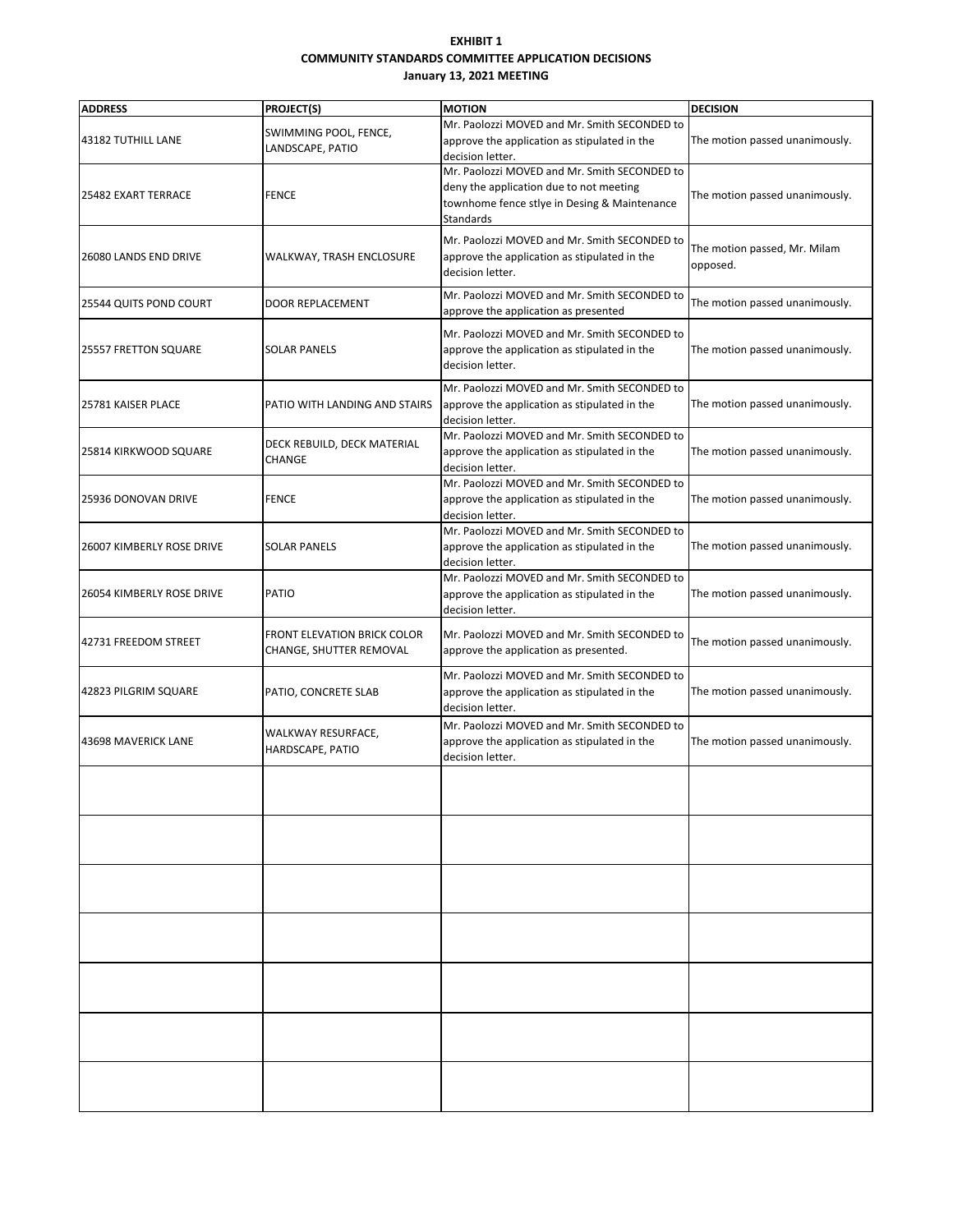**EXHIBIT 1**

**COMMUNITY STANDARDS COMMITTEE APPLICATION DECISIONS**

**January 13, 2021 MEETING**

| ADDRESS | PROJECT(S) | MOTION | DECISION |
|---|---|---|---|
| 43182 TUTHILL LANE | SWIMMING POOL, FENCE, LANDSCAPE, PATIO | Mr. Paolozzi MOVED and Mr. Smith SECONDED to approve the application as stipulated in the decision letter. | The motion passed unanimously. |
| 25482 EXART TERRACE | FENCE | Mr. Paolozzi MOVED and Mr. Smith SECONDED to deny the application due to not meeting townhome fence stlye in Desing & Maintenance Standards | The motion passed unanimously. |
| 26080 LANDS END DRIVE | WALKWAY, TRASH ENCLOSURE | Mr. Paolozzi MOVED and Mr. Smith SECONDED to approve the application as stipulated in the decision letter. | The motion passed, Mr. Milam opposed. |
| 25544 QUITS POND COURT | DOOR REPLACEMENT | Mr. Paolozzi MOVED and Mr. Smith SECONDED to approve the application as presented | The motion passed unanimously. |
| 25557 FRETTON SQUARE | SOLAR PANELS | Mr. Paolozzi MOVED and Mr. Smith SECONDED to approve the application as stipulated in the decision letter. | The motion passed unanimously. |
| 25781 KAISER PLACE | PATIO WITH LANDING AND STAIRS | Mr. Paolozzi MOVED and Mr. Smith SECONDED to approve the application as stipulated in the decision letter. | The motion passed unanimously. |
| 25814 KIRKWOOD SQUARE | DECK REBUILD, DECK MATERIAL CHANGE | Mr. Paolozzi MOVED and Mr. Smith SECONDED to approve the application as stipulated in the decision letter. | The motion passed unanimously. |
| 25936 DONOVAN DRIVE | FENCE | Mr. Paolozzi MOVED and Mr. Smith SECONDED to approve the application as stipulated in the decision letter. | The motion passed unanimously. |
| 26007 KIMBERLY ROSE DRIVE | SOLAR PANELS | Mr. Paolozzi MOVED and Mr. Smith SECONDED to approve the application as stipulated in the decision letter. | The motion passed unanimously. |
| 26054 KIMBERLY ROSE DRIVE | PATIO | Mr. Paolozzi MOVED and Mr. Smith SECONDED to approve the application as stipulated in the decision letter. | The motion passed unanimously. |
| 42731 FREEDOM STREET | FRONT ELEVATION BRICK COLOR CHANGE, SHUTTER REMOVAL | Mr. Paolozzi MOVED and Mr. Smith SECONDED to approve the application as presented. | The motion passed unanimously. |
| 42823 PILGRIM SQUARE | PATIO, CONCRETE SLAB | Mr. Paolozzi MOVED and Mr. Smith SECONDED to approve the application as stipulated in the decision letter. | The motion passed unanimously. |
| 43698 MAVERICK LANE | WALKWAY RESURFACE, HARDSCAPE, PATIO | Mr. Paolozzi MOVED and Mr. Smith SECONDED to approve the application as stipulated in the decision letter. | The motion passed unanimously. |
| | | | |
| | | | |
| | | | |
| | | | |
| | | | |
| | | | |
| | | | |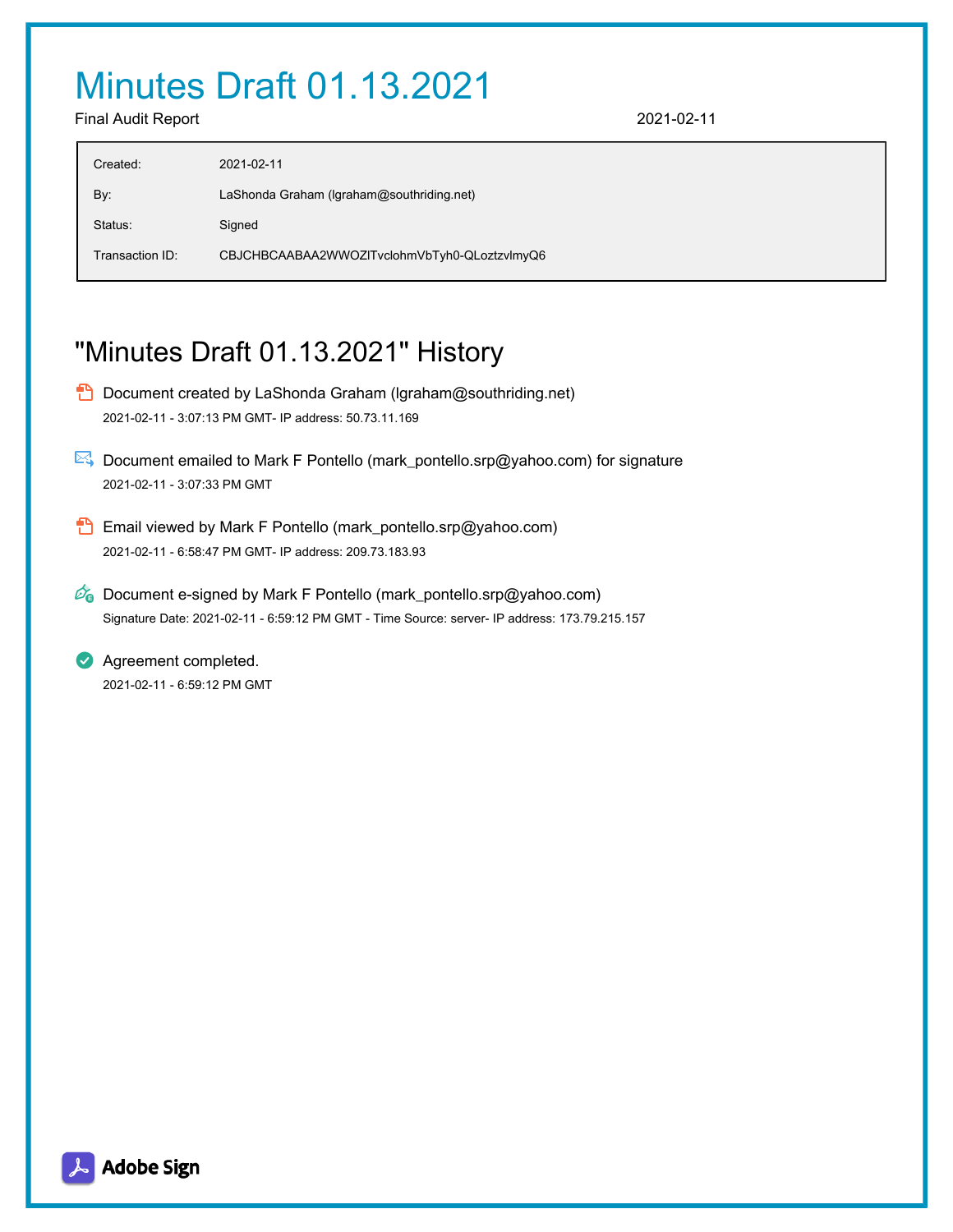# Minutes Draft 01.13.2021

Final Audit Report 2021-02-11

| | |
|---|---|
| Created: | 2021-02-11 |
| By: | LaShonda Graham (lgraham@southriding.net) |
| Status: | Signed |
| Transaction ID: | CBJCHBCAABAA2WWOZlTvclohmVbTyh0-QLoztzvlmyQ6 |

## "Minutes Draft 01.13.2021" History

- Document created by LaShonda Graham (lgraham@southriding.net)
  2021-02-11 - 3:07:13 PM GMT- IP address: 50.73.11.169

- Document emailed to Mark F Pontello (mark_pontello.srp@yahoo.com) for signature
  2021-02-11 - 3:07:33 PM GMT

- Email viewed by Mark F Pontello (mark_pontello.srp@yahoo.com)
  2021-02-11 - 6:58:47 PM GMT- IP address: 209.73.183.93

- Document e-signed by Mark F Pontello (mark_pontello.srp@yahoo.com)
  Signature Date: 2021-02-11 - 6:59:12 PM GMT - Time Source: server- IP address: 173.79.215.157

- Agreement completed.
  2021-02-11 - 6:59:12 PM GMT

Adobe Sign